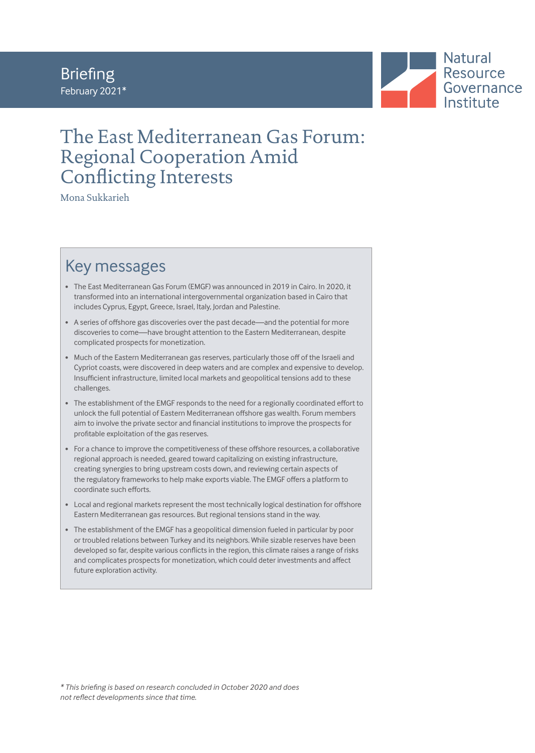Briefing
February 2021*

Natural Resource Governance Institute

# The East Mediterranean Gas Forum: Regional Cooperation Amid Conflicting Interests

Mona Sukkarieh

## Key messages

- The East Mediterranean Gas Forum (EMGF) was announced in 2019 in Cairo. In 2020, it transformed into an international intergovernmental organization based in Cairo that includes Cyprus, Egypt, Greece, Israel, Italy, Jordan and Palestine.
- A series of offshore gas discoveries over the past decade—and the potential for more discoveries to come—have brought attention to the Eastern Mediterranean, despite complicated prospects for monetization.
- Much of the Eastern Mediterranean gas reserves, particularly those off of the Israeli and Cypriot coasts, were discovered in deep waters and are complex and expensive to develop. Insufficient infrastructure, limited local markets and geopolitical tensions add to these challenges.
- The establishment of the EMGF responds to the need for a regionally coordinated effort to unlock the full potential of Eastern Mediterranean offshore gas wealth. Forum members aim to involve the private sector and financial institutions to improve the prospects for profitable exploitation of the gas reserves.
- For a chance to improve the competitiveness of these offshore resources, a collaborative regional approach is needed, geared toward capitalizing on existing infrastructure, creating synergies to bring upstream costs down, and reviewing certain aspects of the regulatory frameworks to help make exports viable. The EMGF offers a platform to coordinate such efforts.
- Local and regional markets represent the most technically logical destination for offshore Eastern Mediterranean gas resources. But regional tensions stand in the way.
- The establishment of the EMGF has a geopolitical dimension fueled in particular by poor or troubled relations between Turkey and its neighbors. While sizable reserves have been developed so far, despite various conflicts in the region, this climate raises a range of risks and complicates prospects for monetization, which could deter investments and affect future exploration activity.

*\* This briefing is based on research concluded in October 2020 and does not reflect developments since that time.*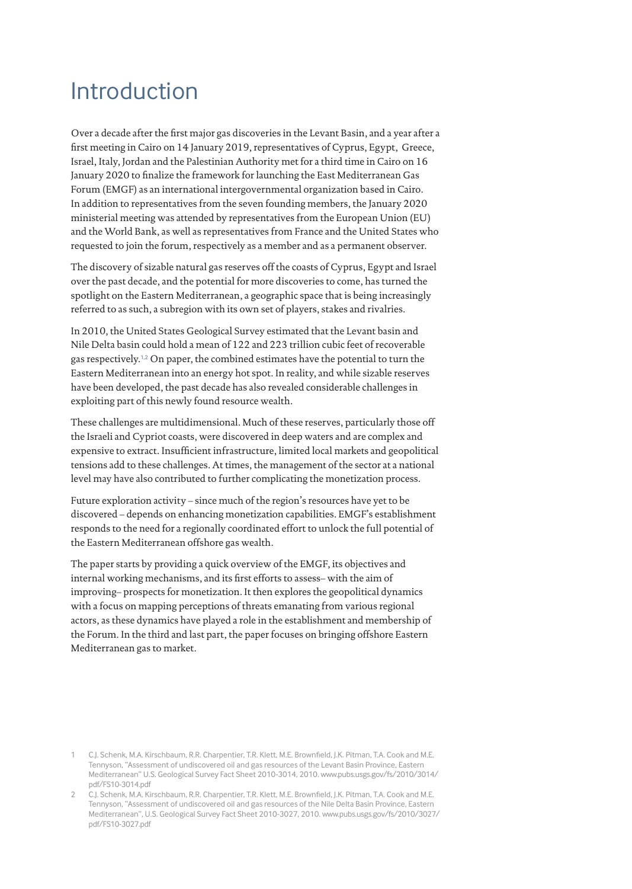# Introduction

Over a decade after the first major gas discoveries in the Levant Basin, and a year after a first meeting in Cairo on 14 January 2019, representatives of Cyprus, Egypt, Greece, Israel, Italy, Jordan and the Palestinian Authority met for a third time in Cairo on 16 January 2020 to finalize the framework for launching the East Mediterranean Gas Forum (EMGF) as an international intergovernmental organization based in Cairo. In addition to representatives from the seven founding members, the January 2020 ministerial meeting was attended by representatives from the European Union (EU) and the World Bank, as well as representatives from France and the United States who requested to join the forum, respectively as a member and as a permanent observer.

The discovery of sizable natural gas reserves off the coasts of Cyprus, Egypt and Israel over the past decade, and the potential for more discoveries to come, has turned the spotlight on the Eastern Mediterranean, a geographic space that is being increasingly referred to as such, a subregion with its own set of players, stakes and rivalries.

In 2010, the United States Geological Survey estimated that the Levant basin and Nile Delta basin could hold a mean of 122 and 223 trillion cubic feet of recoverable gas respectively.[1,2] On paper, the combined estimates have the potential to turn the Eastern Mediterranean into an energy hot spot. In reality, and while sizable reserves have been developed, the past decade has also revealed considerable challenges in exploiting part of this newly found resource wealth.

These challenges are multidimensional. Much of these reserves, particularly those off the Israeli and Cypriot coasts, were discovered in deep waters and are complex and expensive to extract. Insufficient infrastructure, limited local markets and geopolitical tensions add to these challenges. At times, the management of the sector at a national level may have also contributed to further complicating the monetization process.

Future exploration activity – since much of the region's resources have yet to be discovered – depends on enhancing monetization capabilities. EMGF's establishment responds to the need for a regionally coordinated effort to unlock the full potential of the Eastern Mediterranean offshore gas wealth.

The paper starts by providing a quick overview of the EMGF, its objectives and internal working mechanisms, and its first efforts to assess– with the aim of improving– prospects for monetization. It then explores the geopolitical dynamics with a focus on mapping perceptions of threats emanating from various regional actors, as these dynamics have played a role in the establishment and membership of the Forum. In the third and last part, the paper focuses on bringing offshore Eastern Mediterranean gas to market.

1 C.J. Schenk, M.A. Kirschbaum, R.R. Charpentier, T.R. Klett, M.E. Brownfield, J.K. Pitman, T.A. Cook and M.E. Tennyson, "Assessment of undiscovered oil and gas resources of the Levant Basin Province, Eastern Mediterranean" U.S. Geological Survey Fact Sheet 2010-3014, 2010. www.pubs.usgs.gov/fs/2010/3014/pdf/FS10-3014.pdf

2 C.J. Schenk, M.A. Kirschbaum, R.R. Charpentier, T.R. Klett, M.E. Brownfield, J.K. Pitman, T.A. Cook and M.E. Tennyson, "Assessment of undiscovered oil and gas resources of the Nile Delta Basin Province, Eastern Mediterranean", U.S. Geological Survey Fact Sheet 2010-3027, 2010. www.pubs.usgs.gov/fs/2010/3027/pdf/FS10-3027.pdf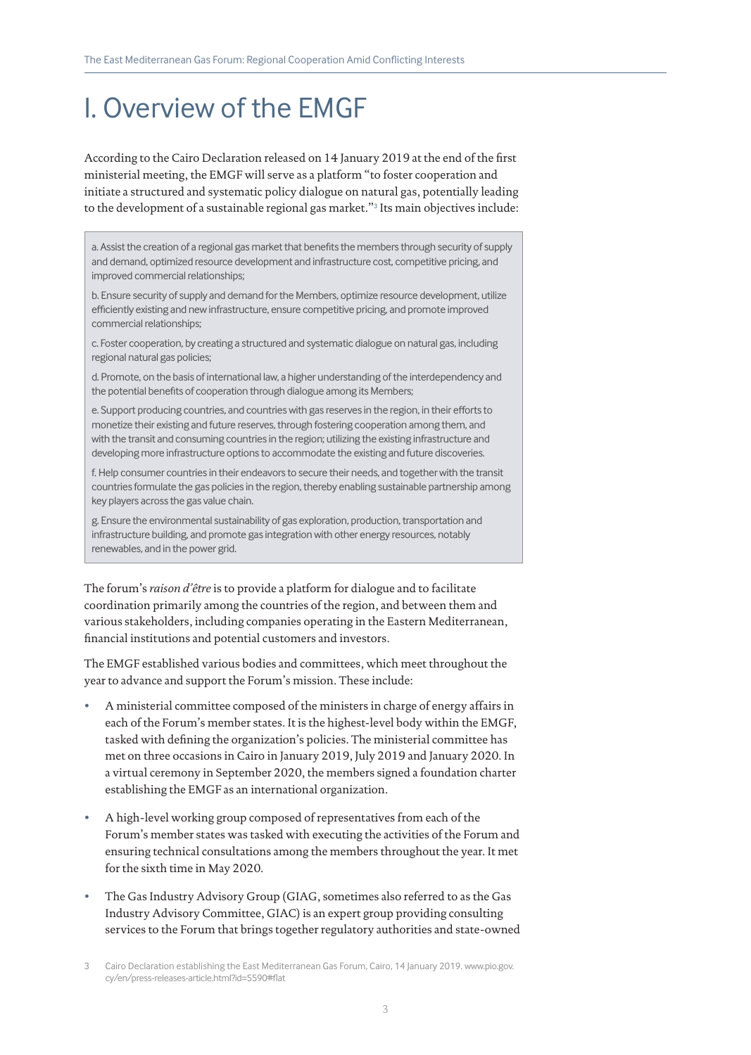# I. Overview of the EMGF

According to the Cairo Declaration released on 14 January 2019 at the end of the first ministerial meeting, the EMGF will serve as a platform "to foster cooperation and initiate a structured and systematic policy dialogue on natural gas, potentially leading to the development of a sustainable regional gas market."[3] Its main objectives include:

> a. Assist the creation of a regional gas market that benefits the members through security of supply and demand, optimized resource development and infrastructure cost, competitive pricing, and improved commercial relationships;
>
> b. Ensure security of supply and demand for the Members, optimize resource development, utilize efficiently existing and new infrastructure, ensure competitive pricing, and promote improved commercial relationships;
>
> c. Foster cooperation, by creating a structured and systematic dialogue on natural gas, including regional natural gas policies;
>
> d. Promote, on the basis of international law, a higher understanding of the interdependency and the potential benefits of cooperation through dialogue among its Members;
>
> e. Support producing countries, and countries with gas reserves in the region, in their efforts to monetize their existing and future reserves, through fostering cooperation among them, and with the transit and consuming countries in the region; utilizing the existing infrastructure and developing more infrastructure options to accommodate the existing and future discoveries.
>
> f. Help consumer countries in their endeavors to secure their needs, and together with the transit countries formulate the gas policies in the region, thereby enabling sustainable partnership among key players across the gas value chain.
>
> g. Ensure the environmental sustainability of gas exploration, production, transportation and infrastructure building, and promote gas integration with other energy resources, notably renewables, and in the power grid.

The forum's *raison d'être* is to provide a platform for dialogue and to facilitate coordination primarily among the countries of the region, and between them and various stakeholders, including companies operating in the Eastern Mediterranean, financial institutions and potential customers and investors.

The EMGF established various bodies and committees, which meet throughout the year to advance and support the Forum's mission. These include:

- A ministerial committee composed of the ministers in charge of energy affairs in each of the Forum's member states. It is the highest-level body within the EMGF, tasked with defining the organization's policies. The ministerial committee has met on three occasions in Cairo in January 2019, July 2019 and January 2020. In a virtual ceremony in September 2020, the members signed a foundation charter establishing the EMGF as an international organization.
- A high-level working group composed of representatives from each of the Forum's member states was tasked with executing the activities of the Forum and ensuring technical consultations among the members throughout the year. It met for the sixth time in May 2020.
- The Gas Industry Advisory Group (GIAG, sometimes also referred to as the Gas Industry Advisory Committee, GIAC) is an expert group providing consulting services to the Forum that brings together regulatory authorities and state-owned

3 Cairo Declaration establishing the East Mediterranean Gas Forum, Cairo, 14 January 2019. www.pio.gov.cy/en/press-releases-article.html?id=5590#flat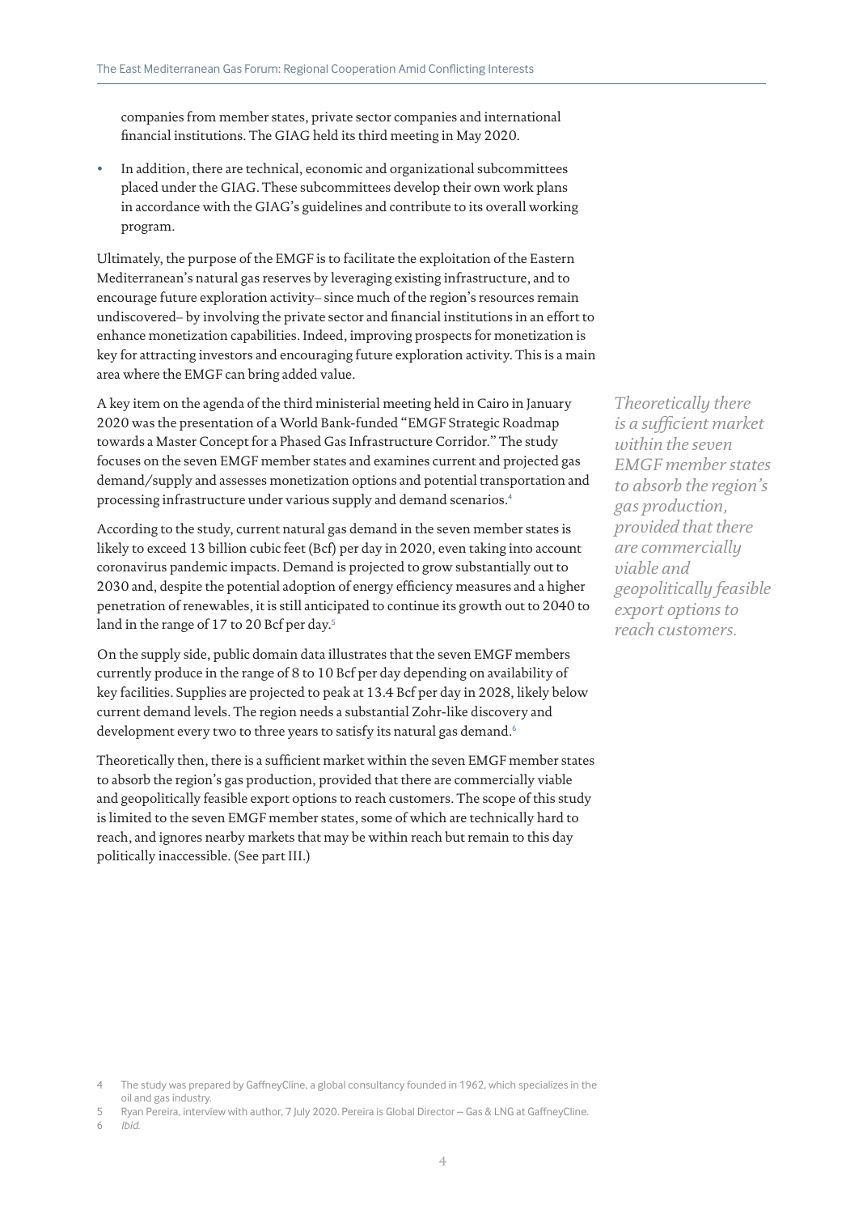companies from member states, private sector companies and international financial institutions. The GIAG held its third meeting in May 2020.

- In addition, there are technical, economic and organizational subcommittees placed under the GIAG. These subcommittees develop their own work plans in accordance with the GIAG's guidelines and contribute to its overall working program.

Ultimately, the purpose of the EMGF is to facilitate the exploitation of the Eastern Mediterranean's natural gas reserves by leveraging existing infrastructure, and to encourage future exploration activity– since much of the region's resources remain undiscovered– by involving the private sector and financial institutions in an effort to enhance monetization capabilities. Indeed, improving prospects for monetization is key for attracting investors and encouraging future exploration activity. This is a main area where the EMGF can bring added value.

A key item on the agenda of the third ministerial meeting held in Cairo in January 2020 was the presentation of a World Bank-funded "EMGF Strategic Roadmap towards a Master Concept for a Phased Gas Infrastructure Corridor." The study focuses on the seven EMGF member states and examines current and projected gas demand/supply and assesses monetization options and potential transportation and processing infrastructure under various supply and demand scenarios.[4]

*Theoretically there is a sufficient market within the seven EMGF member states to absorb the region's gas production, provided that there are commercially viable and geopolitically feasible export options to reach customers.*

According to the study, current natural gas demand in the seven member states is likely to exceed 13 billion cubic feet (Bcf) per day in 2020, even taking into account coronavirus pandemic impacts. Demand is projected to grow substantially out to 2030 and, despite the potential adoption of energy efficiency measures and a higher penetration of renewables, it is still anticipated to continue its growth out to 2040 to land in the range of 17 to 20 Bcf per day.[5]

On the supply side, public domain data illustrates that the seven EMGF members currently produce in the range of 8 to 10 Bcf per day depending on availability of key facilities. Supplies are projected to peak at 13.4 Bcf per day in 2028, likely below current demand levels. The region needs a substantial Zohr-like discovery and development every two to three years to satisfy its natural gas demand.[6]

Theoretically then, there is a sufficient market within the seven EMGF member states to absorb the region's gas production, provided that there are commercially viable and geopolitically feasible export options to reach customers. The scope of this study is limited to the seven EMGF member states, some of which are technically hard to reach, and ignores nearby markets that may be within reach but remain to this day politically inaccessible. (See part III.)

4 The study was prepared by GaffneyCline, a global consultancy founded in 1962, which specializes in the oil and gas industry.

5 Ryan Pereira, interview with author, 7 July 2020. Pereira is Global Director – Gas & LNG at GaffneyCline.

6 *Ibid.*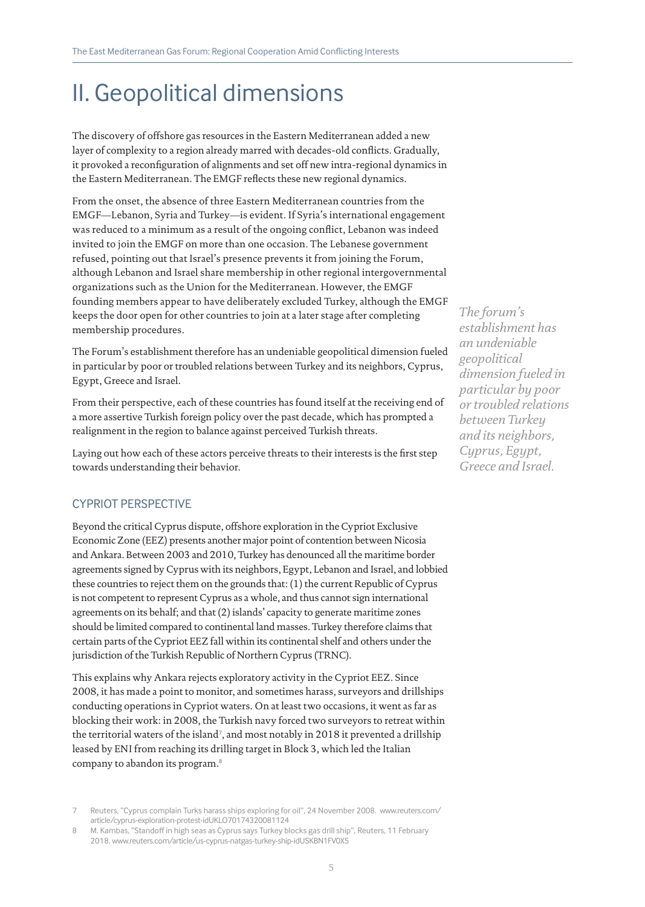# II. Geopolitical dimensions

The discovery of offshore gas resources in the Eastern Mediterranean added a new layer of complexity to a region already marred with decades-old conflicts. Gradually, it provoked a reconfiguration of alignments and set off new intra-regional dynamics in the Eastern Mediterranean. The EMGF reflects these new regional dynamics.

From the onset, the absence of three Eastern Mediterranean countries from the EMGF—Lebanon, Syria and Turkey—is evident. If Syria's international engagement was reduced to a minimum as a result of the ongoing conflict, Lebanon was indeed invited to join the EMGF on more than one occasion. The Lebanese government refused, pointing out that Israel's presence prevents it from joining the Forum, although Lebanon and Israel share membership in other regional intergovernmental organizations such as the Union for the Mediterranean. However, the EMGF founding members appear to have deliberately excluded Turkey, although the EMGF keeps the door open for other countries to join at a later stage after completing membership procedures.

The Forum's establishment therefore has an undeniable geopolitical dimension fueled in particular by poor or troubled relations between Turkey and its neighbors, Cyprus, Egypt, Greece and Israel.

*The forum's establishment has an undeniable geopolitical dimension fueled in particular by poor or troubled relations between Turkey and its neighbors, Cyprus, Egypt, Greece and Israel.*

From their perspective, each of these countries has found itself at the receiving end of a more assertive Turkish foreign policy over the past decade, which has prompted a realignment in the region to balance against perceived Turkish threats.

Laying out how each of these actors perceive threats to their interests is the first step towards understanding their behavior.

### CYPRIOT PERSPECTIVE

Beyond the critical Cyprus dispute, offshore exploration in the Cypriot Exclusive Economic Zone (EEZ) presents another major point of contention between Nicosia and Ankara. Between 2003 and 2010, Turkey has denounced all the maritime border agreements signed by Cyprus with its neighbors, Egypt, Lebanon and Israel, and lobbied these countries to reject them on the grounds that: (1) the current Republic of Cyprus is not competent to represent Cyprus as a whole, and thus cannot sign international agreements on its behalf; and that (2) islands' capacity to generate maritime zones should be limited compared to continental land masses. Turkey therefore claims that certain parts of the Cypriot EEZ fall within its continental shelf and others under the jurisdiction of the Turkish Republic of Northern Cyprus (TRNC).

This explains why Ankara rejects exploratory activity in the Cypriot EEZ. Since 2008, it has made a point to monitor, and sometimes harass, surveyors and drillships conducting operations in Cypriot waters. On at least two occasions, it went as far as blocking their work: in 2008, the Turkish navy forced two surveyors to retreat within the territorial waters of the island[7], and most notably in 2018 it prevented a drillship leased by ENI from reaching its drilling target in Block 3, which led the Italian company to abandon its program.[8]

7 Reuters, "Cyprus complain Turks harass ships exploring for oil", 24 November 2008. www.reuters.com/article/cyprus-exploration-protest-idUKLO70174320081124

8 M. Kambas, "Standoff in high seas as Cyprus says Turkey blocks gas drill ship", Reuters, 11 February 2018. www.reuters.com/article/us-cyprus-natgas-turkey-ship-idUSKBN1FV0X5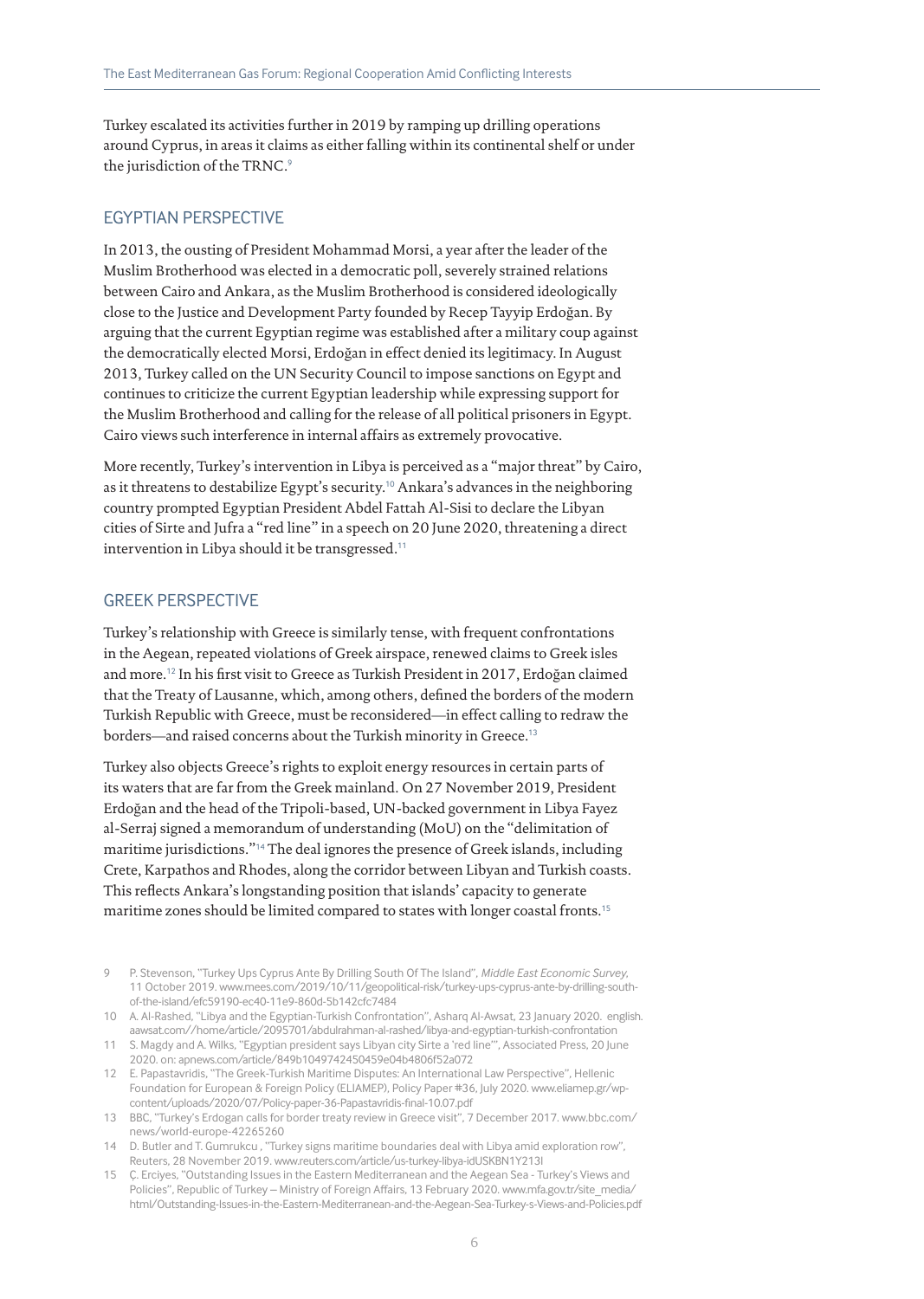Turkey escalated its activities further in 2019 by ramping up drilling operations around Cyprus, in areas it claims as either falling within its continental shelf or under the jurisdiction of the TRNC.[9]

## EGYPTIAN PERSPECTIVE

In 2013, the ousting of President Mohammad Morsi, a year after the leader of the Muslim Brotherhood was elected in a democratic poll, severely strained relations between Cairo and Ankara, as the Muslim Brotherhood is considered ideologically close to the Justice and Development Party founded by Recep Tayyip Erdoğan. By arguing that the current Egyptian regime was established after a military coup against the democratically elected Morsi, Erdoğan in effect denied its legitimacy. In August 2013, Turkey called on the UN Security Council to impose sanctions on Egypt and continues to criticize the current Egyptian leadership while expressing support for the Muslim Brotherhood and calling for the release of all political prisoners in Egypt. Cairo views such interference in internal affairs as extremely provocative.

More recently, Turkey's intervention in Libya is perceived as a "major threat" by Cairo, as it threatens to destabilize Egypt's security.[10] Ankara's advances in the neighboring country prompted Egyptian President Abdel Fattah Al-Sisi to declare the Libyan cities of Sirte and Jufra a "red line" in a speech on 20 June 2020, threatening a direct intervention in Libya should it be transgressed.[11]

## GREEK PERSPECTIVE

Turkey's relationship with Greece is similarly tense, with frequent confrontations in the Aegean, repeated violations of Greek airspace, renewed claims to Greek isles and more.[12] In his first visit to Greece as Turkish President in 2017, Erdoğan claimed that the Treaty of Lausanne, which, among others, defined the borders of the modern Turkish Republic with Greece, must be reconsidered—in effect calling to redraw the borders—and raised concerns about the Turkish minority in Greece.[13]

Turkey also objects Greece's rights to exploit energy resources in certain parts of its waters that are far from the Greek mainland. On 27 November 2019, President Erdoğan and the head of the Tripoli-based, UN-backed government in Libya Fayez al-Serraj signed a memorandum of understanding (MoU) on the "delimitation of maritime jurisdictions."[14] The deal ignores the presence of Greek islands, including Crete, Karpathos and Rhodes, along the corridor between Libyan and Turkish coasts. This reflects Ankara's longstanding position that islands' capacity to generate maritime zones should be limited compared to states with longer coastal fronts.[15]

---

9 P. Stevenson, "Turkey Ups Cyprus Ante By Drilling South Of The Island", *Middle East Economic Survey*, 11 October 2019. www.mees.com/2019/10/11/geopolitical-risk/turkey-ups-cyprus-ante-by-drilling-south-of-the-island/efc59190-ec40-11e9-860d-5b142cfc7484

10 A. Al-Rashed, "Libya and the Egyptian-Turkish Confrontation", Asharq Al-Awsat, 23 January 2020. english.aawsat.com//home/article/2095701/abdulrahman-al-rashed/libya-and-egyptian-turkish-confrontation

11 S. Magdy and A. Wilks, "Egyptian president says Libyan city Sirte a 'red line'", Associated Press, 20 June 2020. on: apnews.com/article/849b1049742450459e04b4806f52a072

12 E. Papastavridis, "The Greek-Turkish Maritime Disputes: An International Law Perspective", Hellenic Foundation for European & Foreign Policy (ELIAMEP), Policy Paper #36, July 2020. www.eliamep.gr/wp-content/uploads/2020/07/Policy-paper-36-Papastavridis-final-10.07.pdf

13 BBC, "Turkey's Erdogan calls for border treaty review in Greece visit", 7 December 2017. www.bbc.com/news/world-europe-42265260

14 D. Butler and T. Gumrukcu , "Turkey signs maritime boundaries deal with Libya amid exploration row", Reuters, 28 November 2019. www.reuters.com/article/us-turkey-libya-idUSKBN1Y213I

15 Ç. Erciyes, "Outstanding Issues in the Eastern Mediterranean and the Aegean Sea - Turkey's Views and Policies", Republic of Turkey – Ministry of Foreign Affairs, 13 February 2020. www.mfa.gov.tr/site_media/html/Outstanding-Issues-in-the-Eastern-Mediterranean-and-the-Aegean-Sea-Turkey-s-Views-and-Policies.pdf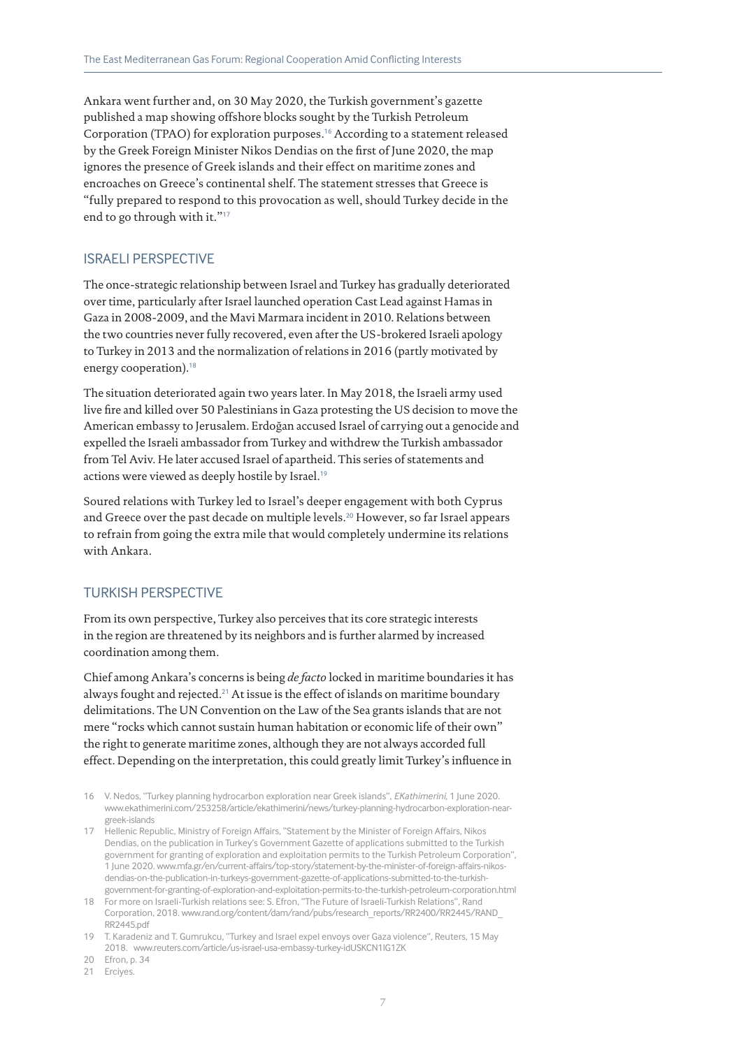Ankara went further and, on 30 May 2020, the Turkish government's gazette published a map showing offshore blocks sought by the Turkish Petroleum Corporation (TPAO) for exploration purposes.[16] According to a statement released by the Greek Foreign Minister Nikos Dendias on the first of June 2020, the map ignores the presence of Greek islands and their effect on maritime zones and encroaches on Greece's continental shelf. The statement stresses that Greece is "fully prepared to respond to this provocation as well, should Turkey decide in the end to go through with it."[17]

## ISRAELI PERSPECTIVE

The once-strategic relationship between Israel and Turkey has gradually deteriorated over time, particularly after Israel launched operation Cast Lead against Hamas in Gaza in 2008-2009, and the Mavi Marmara incident in 2010. Relations between the two countries never fully recovered, even after the US-brokered Israeli apology to Turkey in 2013 and the normalization of relations in 2016 (partly motivated by energy cooperation).[18]

The situation deteriorated again two years later. In May 2018, the Israeli army used live fire and killed over 50 Palestinians in Gaza protesting the US decision to move the American embassy to Jerusalem. Erdoğan accused Israel of carrying out a genocide and expelled the Israeli ambassador from Turkey and withdrew the Turkish ambassador from Tel Aviv. He later accused Israel of apartheid. This series of statements and actions were viewed as deeply hostile by Israel.[19]

Soured relations with Turkey led to Israel's deeper engagement with both Cyprus and Greece over the past decade on multiple levels.[20] However, so far Israel appears to refrain from going the extra mile that would completely undermine its relations with Ankara.

## TURKISH PERSPECTIVE

From its own perspective, Turkey also perceives that its core strategic interests in the region are threatened by its neighbors and is further alarmed by increased coordination among them.

Chief among Ankara's concerns is being *de facto* locked in maritime boundaries it has always fought and rejected.[21] At issue is the effect of islands on maritime boundary delimitations. The UN Convention on the Law of the Sea grants islands that are not mere "rocks which cannot sustain human habitation or economic life of their own" the right to generate maritime zones, although they are not always accorded full effect. Depending on the interpretation, this could greatly limit Turkey's influence in

16 V. Nedos, "Turkey planning hydrocarbon exploration near Greek islands", *EKathimerini*, 1 June 2020. www.ekathimerini.com/253258/article/ekathimerini/news/turkey-planning-hydrocarbon-exploration-near-greek-islands

17 Hellenic Republic, Ministry of Foreign Affairs, "Statement by the Minister of Foreign Affairs, Nikos Dendias, on the publication in Turkey's Government Gazette of applications submitted to the Turkish government for granting of exploration and exploitation permits to the Turkish Petroleum Corporation", 1 June 2020. www.mfa.gr/en/current-affairs/top-story/statement-by-the-minister-of-foreign-affairs-nikos-dendias-on-the-publication-in-turkeys-government-gazette-of-applications-submitted-to-the-turkish-government-for-granting-of-exploration-and-exploitation-permits-to-the-turkish-petroleum-corporation.html

18 For more on Israeli-Turkish relations see: S. Efron, "The Future of Israeli-Turkish Relations", Rand Corporation, 2018. www.rand.org/content/dam/rand/pubs/research_reports/RR2400/RR2445/RAND_RR2445.pdf

19 T. Karadeniz and T. Gumrukcu, "Turkey and Israel expel envoys over Gaza violence", Reuters, 15 May 2018. www.reuters.com/article/us-israel-usa-embassy-turkey-idUSKCN1IG1ZK

20 Efron, p. 34

21 Erciyes.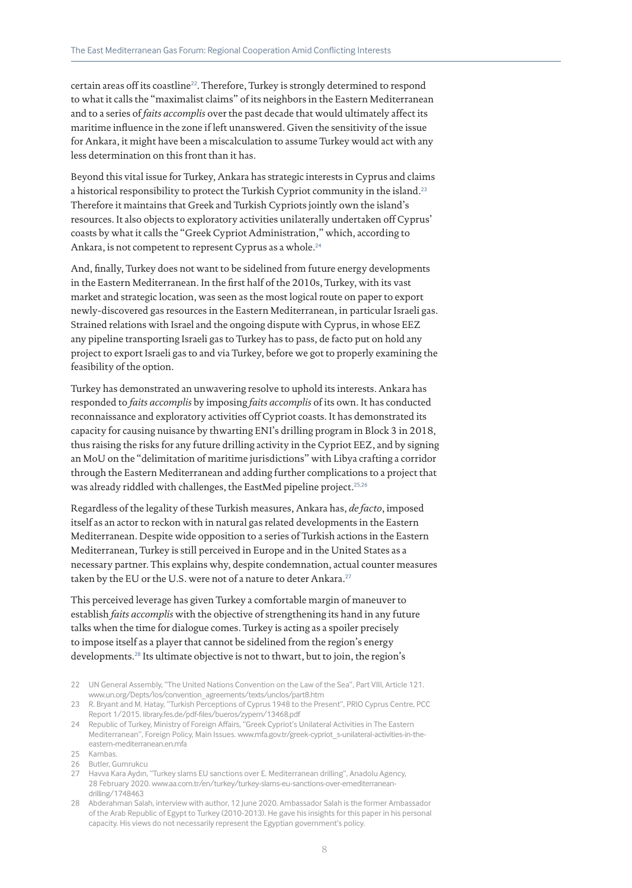certain areas off its coastline[22]. Therefore, Turkey is strongly determined to respond to what it calls the "maximalist claims" of its neighbors in the Eastern Mediterranean and to a series of *faits accomplis* over the past decade that would ultimately affect its maritime influence in the zone if left unanswered. Given the sensitivity of the issue for Ankara, it might have been a miscalculation to assume Turkey would act with any less determination on this front than it has.

Beyond this vital issue for Turkey, Ankara has strategic interests in Cyprus and claims a historical responsibility to protect the Turkish Cypriot community in the island.[23] Therefore it maintains that Greek and Turkish Cypriots jointly own the island's resources. It also objects to exploratory activities unilaterally undertaken off Cyprus' coasts by what it calls the "Greek Cypriot Administration," which, according to Ankara, is not competent to represent Cyprus as a whole.[24]

And, finally, Turkey does not want to be sidelined from future energy developments in the Eastern Mediterranean. In the first half of the 2010s, Turkey, with its vast market and strategic location, was seen as the most logical route on paper to export newly-discovered gas resources in the Eastern Mediterranean, in particular Israeli gas. Strained relations with Israel and the ongoing dispute with Cyprus, in whose EEZ any pipeline transporting Israeli gas to Turkey has to pass, de facto put on hold any project to export Israeli gas to and via Turkey, before we got to properly examining the feasibility of the option.

Turkey has demonstrated an unwavering resolve to uphold its interests. Ankara has responded to *faits accomplis* by imposing *faits accomplis* of its own. It has conducted reconnaissance and exploratory activities off Cypriot coasts. It has demonstrated its capacity for causing nuisance by thwarting ENI's drilling program in Block 3 in 2018, thus raising the risks for any future drilling activity in the Cypriot EEZ, and by signing an MoU on the "delimitation of maritime jurisdictions" with Libya crafting a corridor through the Eastern Mediterranean and adding further complications to a project that was already riddled with challenges, the EastMed pipeline project.[25,26]

Regardless of the legality of these Turkish measures, Ankara has, *de facto*, imposed itself as an actor to reckon with in natural gas related developments in the Eastern Mediterranean. Despite wide opposition to a series of Turkish actions in the Eastern Mediterranean, Turkey is still perceived in Europe and in the United States as a necessary partner. This explains why, despite condemnation, actual counter measures taken by the EU or the U.S. were not of a nature to deter Ankara.[27]

This perceived leverage has given Turkey a comfortable margin of maneuver to establish *faits accomplis* with the objective of strengthening its hand in any future talks when the time for dialogue comes. Turkey is acting as a spoiler precisely to impose itself as a player that cannot be sidelined from the region's energy developments.[28] Its ultimate objective is not to thwart, but to join, the region's

22 UN General Assembly, "The United Nations Convention on the Law of the Sea", Part VIII, Article 121. www.un.org/Depts/los/convention_agreements/texts/unclos/part8.htm

23 R. Bryant and M. Hatay, "Turkish Perceptions of Cyprus 1948 to the Present", PRIO Cyprus Centre, PCC Report 1/2015. library.fes.de/pdf-files/bueros/zypern/13468.pdf

24 Republic of Turkey, Ministry of Foreign Affairs, "Greek Cypriot's Unilateral Activities in The Eastern Mediterranean", Foreign Policy, Main Issues. www.mfa.gov.tr/greek-cypriot_s-unilateral-activities-in-the-eastern-mediterranean.en.mfa

25 Kambas.

26 Butler, Gumrukcu

27 Havva Kara Aydın, "Turkey slams EU sanctions over E. Mediterranean drilling", Anadolu Agency, 28 February 2020. www.aa.com.tr/en/turkey/turkey-slams-eu-sanctions-over-emediterranean-drilling/1748463

28 Abderahman Salah, interview with author, 12 June 2020. Ambassador Salah is the former Ambassador of the Arab Republic of Egypt to Turkey (2010-2013). He gave his insights for this paper in his personal capacity. His views do not necessarily represent the Egyptian government's policy.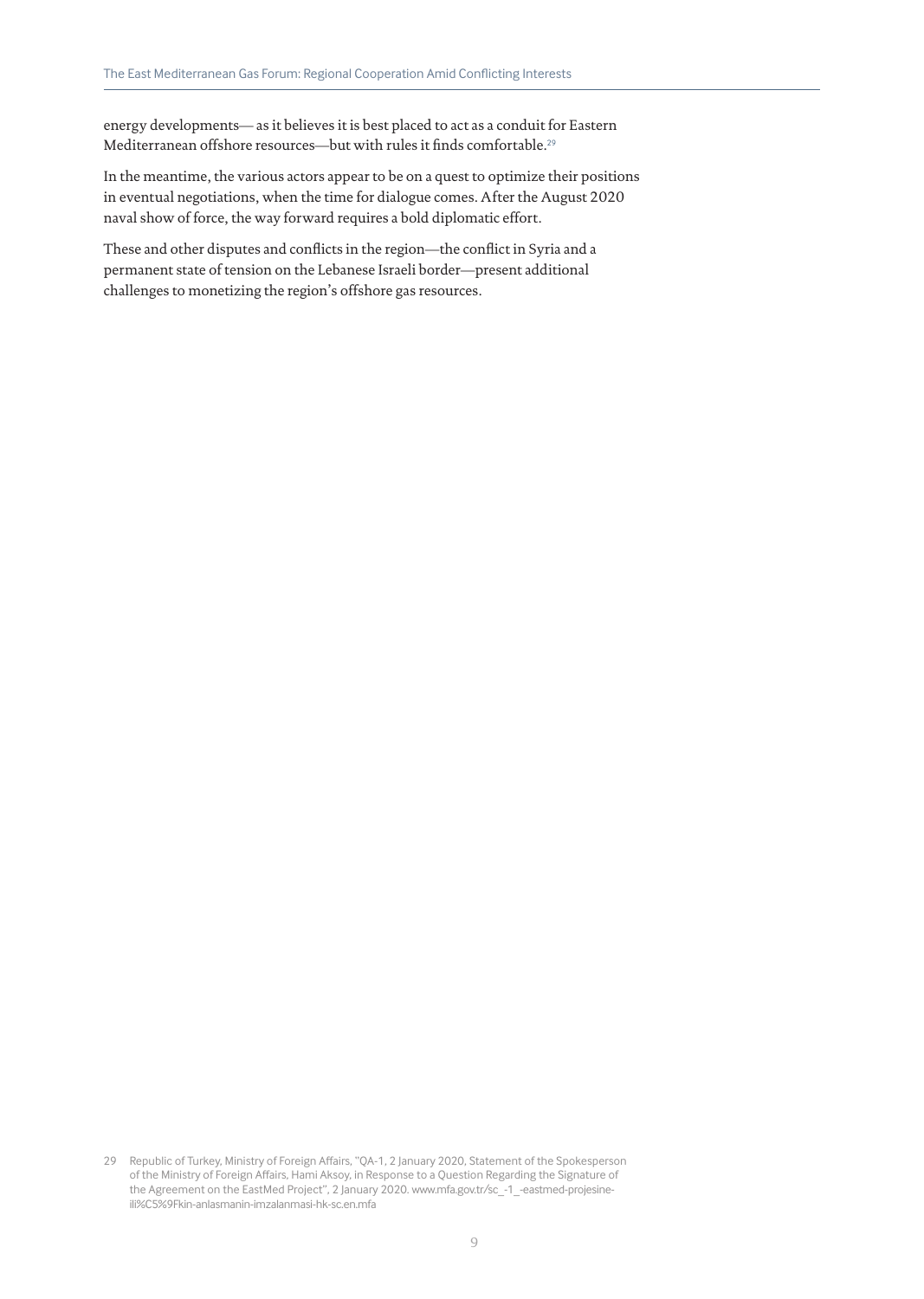energy developments— as it believes it is best placed to act as a conduit for Eastern Mediterranean offshore resources—but with rules it finds comfortable.[29]

In the meantime, the various actors appear to be on a quest to optimize their positions in eventual negotiations, when the time for dialogue comes. After the August 2020 naval show of force, the way forward requires a bold diplomatic effort.

These and other disputes and conflicts in the region—the conflict in Syria and a permanent state of tension on the Lebanese Israeli border—present additional challenges to monetizing the region's offshore gas resources.

29 Republic of Turkey, Ministry of Foreign Affairs, "QA-1, 2 January 2020, Statement of the Spokesperson of the Ministry of Foreign Affairs, Hami Aksoy, in Response to a Question Regarding the Signature of the Agreement on the EastMed Project", 2 January 2020. www.mfa.gov.tr/sc_-1_-eastmed-projesine-ili%C5%9Fkin-anlasmanin-imzalanmasi-hk-sc.en.mfa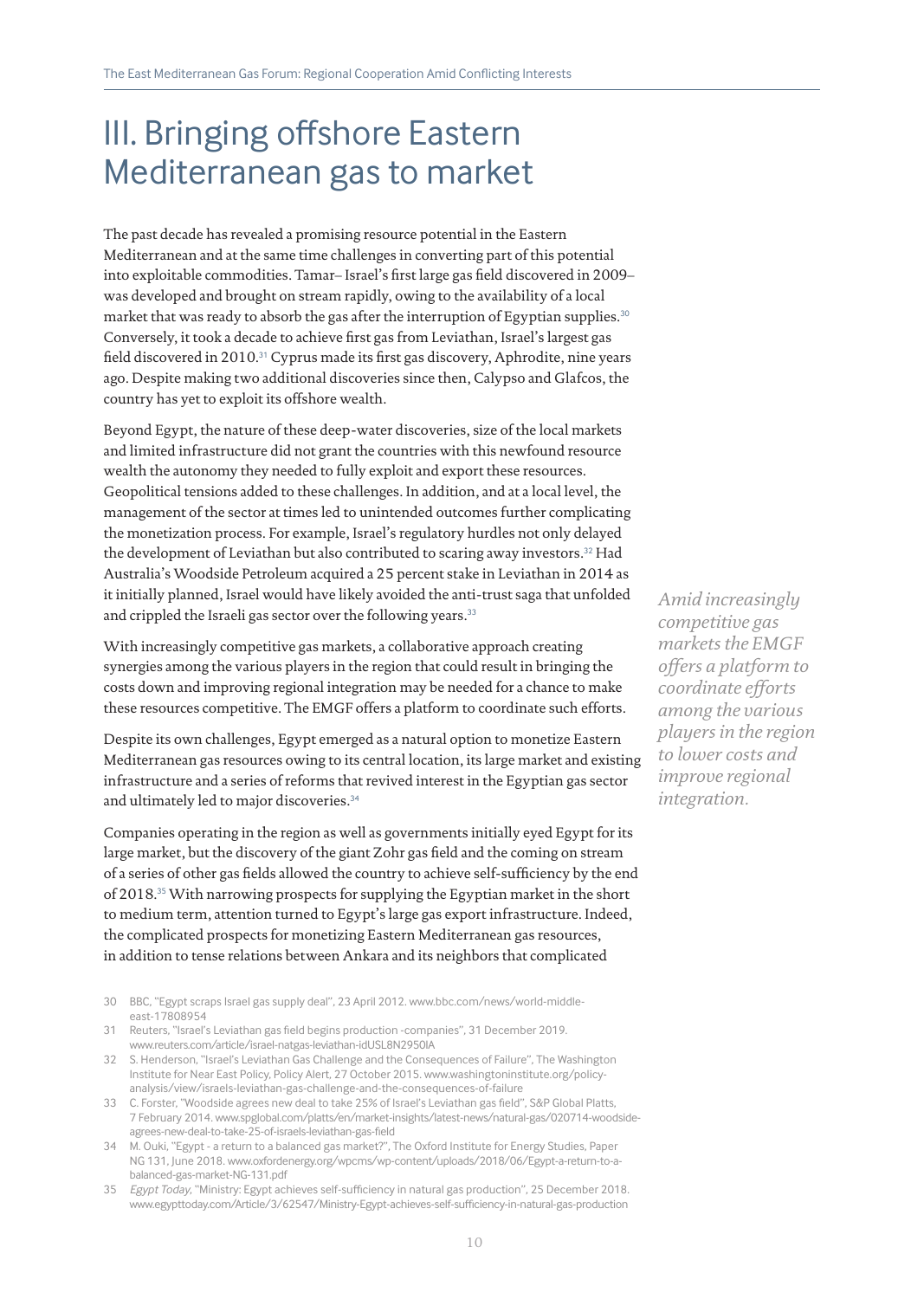# III. Bringing offshore Eastern Mediterranean gas to market

The past decade has revealed a promising resource potential in the Eastern Mediterranean and at the same time challenges in converting part of this potential into exploitable commodities. Tamar– Israel's first large gas field discovered in 2009– was developed and brought on stream rapidly, owing to the availability of a local market that was ready to absorb the gas after the interruption of Egyptian supplies.[30] Conversely, it took a decade to achieve first gas from Leviathan, Israel's largest gas field discovered in 2010.[31] Cyprus made its first gas discovery, Aphrodite, nine years ago. Despite making two additional discoveries since then, Calypso and Glafcos, the country has yet to exploit its offshore wealth.

Beyond Egypt, the nature of these deep-water discoveries, size of the local markets and limited infrastructure did not grant the countries with this newfound resource wealth the autonomy they needed to fully exploit and export these resources. Geopolitical tensions added to these challenges. In addition, and at a local level, the management of the sector at times led to unintended outcomes further complicating the monetization process. For example, Israel's regulatory hurdles not only delayed the development of Leviathan but also contributed to scaring away investors.[32] Had Australia's Woodside Petroleum acquired a 25 percent stake in Leviathan in 2014 as it initially planned, Israel would have likely avoided the anti-trust saga that unfolded and crippled the Israeli gas sector over the following years.[33]

With increasingly competitive gas markets, a collaborative approach creating synergies among the various players in the region that could result in bringing the costs down and improving regional integration may be needed for a chance to make these resources competitive. The EMGF offers a platform to coordinate such efforts.

*Amid increasingly competitive gas markets the EMGF offers a platform to coordinate efforts among the various players in the region to lower costs and improve regional integration.*

Despite its own challenges, Egypt emerged as a natural option to monetize Eastern Mediterranean gas resources owing to its central location, its large market and existing infrastructure and a series of reforms that revived interest in the Egyptian gas sector and ultimately led to major discoveries.[34]

Companies operating in the region as well as governments initially eyed Egypt for its large market, but the discovery of the giant Zohr gas field and the coming on stream of a series of other gas fields allowed the country to achieve self-sufficiency by the end of 2018.[35] With narrowing prospects for supplying the Egyptian market in the short to medium term, attention turned to Egypt's large gas export infrastructure. Indeed, the complicated prospects for monetizing Eastern Mediterranean gas resources, in addition to tense relations between Ankara and its neighbors that complicated

---

30 BBC, "Egypt scraps Israel gas supply deal", 23 April 2012. www.bbc.com/news/world-middle-east-17808954

31 Reuters, "Israel's Leviathan gas field begins production -companies", 31 December 2019. www.reuters.com/article/israel-natgas-leviathan-idUSL8N2950IA

32 S. Henderson, "Israel's Leviathan Gas Challenge and the Consequences of Failure", The Washington Institute for Near East Policy, Policy Alert, 27 October 2015. www.washingtoninstitute.org/policy-analysis/view/israels-leviathan-gas-challenge-and-the-consequences-of-failure

33 C. Forster, "Woodside agrees new deal to take 25% of Israel's Leviathan gas field", S&P Global Platts, 7 February 2014. www.spglobal.com/platts/en/market-insights/latest-news/natural-gas/020714-woodside-agrees-new-deal-to-take-25-of-israels-leviathan-gas-field

34 M. Ouki, "Egypt - a return to a balanced gas market?", The Oxford Institute for Energy Studies, Paper NG 131, June 2018. www.oxfordenergy.org/wpcms/wp-content/uploads/2018/06/Egypt-a-return-to-a-balanced-gas-market-NG-131.pdf

35 *Egypt Today*, "Ministry: Egypt achieves self-sufficiency in natural gas production", 25 December 2018. www.egypttoday.com/Article/3/62547/Ministry-Egypt-achieves-self-sufficiency-in-natural-gas-production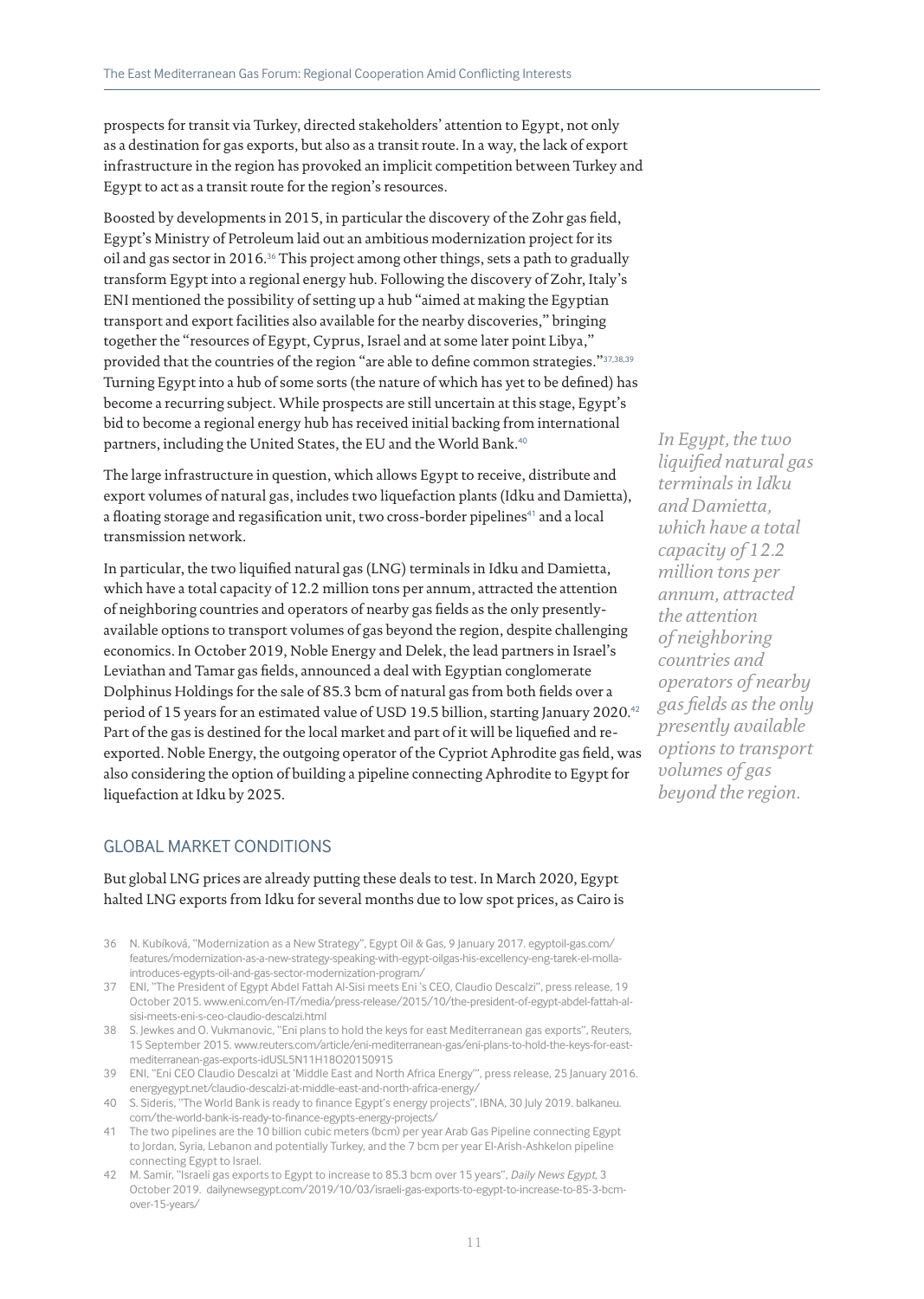prospects for transit via Turkey, directed stakeholders' attention to Egypt, not only as a destination for gas exports, but also as a transit route. In a way, the lack of export infrastructure in the region has provoked an implicit competition between Turkey and Egypt to act as a transit route for the region's resources.

Boosted by developments in 2015, in particular the discovery of the Zohr gas field, Egypt's Ministry of Petroleum laid out an ambitious modernization project for its oil and gas sector in 2016.[36] This project among other things, sets a path to gradually transform Egypt into a regional energy hub. Following the discovery of Zohr, Italy's ENI mentioned the possibility of setting up a hub "aimed at making the Egyptian transport and export facilities also available for the nearby discoveries," bringing together the "resources of Egypt, Cyprus, Israel and at some later point Libya," provided that the countries of the region "are able to define common strategies."[37,38,39] Turning Egypt into a hub of some sorts (the nature of which has yet to be defined) has become a recurring subject. While prospects are still uncertain at this stage, Egypt's bid to become a regional energy hub has received initial backing from international partners, including the United States, the EU and the World Bank.[40]

The large infrastructure in question, which allows Egypt to receive, distribute and export volumes of natural gas, includes two liquefaction plants (Idku and Damietta), a floating storage and regasification unit, two cross-border pipelines[41] and a local transmission network.

In particular, the two liquified natural gas (LNG) terminals in Idku and Damietta, which have a total capacity of 12.2 million tons per annum, attracted the attention of neighboring countries and operators of nearby gas fields as the only presently-available options to transport volumes of gas beyond the region, despite challenging economics. In October 2019, Noble Energy and Delek, the lead partners in Israel's Leviathan and Tamar gas fields, announced a deal with Egyptian conglomerate Dolphinus Holdings for the sale of 85.3 bcm of natural gas from both fields over a period of 15 years for an estimated value of USD 19.5 billion, starting January 2020.[42] Part of the gas is destined for the local market and part of it will be liquefied and re-exported. Noble Energy, the outgoing operator of the Cypriot Aphrodite gas field, was also considering the option of building a pipeline connecting Aphrodite to Egypt for liquefaction at Idku by 2025.

*In Egypt, the two liquified natural gas terminals in Idku and Damietta, which have a total capacity of 12.2 million tons per annum, attracted the attention of neighboring countries and operators of nearby gas fields as the only presently available options to transport volumes of gas beyond the region.*

## GLOBAL MARKET CONDITIONS

But global LNG prices are already putting these deals to test. In March 2020, Egypt halted LNG exports from Idku for several months due to low spot prices, as Cairo is

36 N. Kubíková, "Modernization as a New Strategy", Egypt Oil & Gas, 9 January 2017. egyptoil-gas.com/features/modernization-as-a-new-strategy-speaking-with-egypt-oilgas-his-excellency-eng-tarek-el-molla-introduces-egypts-oil-and-gas-sector-modernization-program/

37 ENI, "The President of Egypt Abdel Fattah Al-Sisi meets Eni 's CEO, Claudio Descalzi", press release, 19 October 2015. www.eni.com/en-IT/media/press-release/2015/10/the-president-of-egypt-abdel-fattah-al-sisi-meets-eni-s-ceo-claudio-descalzi.html

38 S. Jewkes and O. Vukmanovic, "Eni plans to hold the keys for east Mediterranean gas exports", Reuters, 15 September 2015. www.reuters.com/article/eni-mediterranean-gas/eni-plans-to-hold-the-keys-for-east-mediterranean-gas-exports-idUSL5N11H18O20150915

39 ENI, "Eni CEO Claudio Descalzi at 'Middle East and North Africa Energy'", press release, 25 January 2016. energyegypt.net/claudio-descalzi-at-middle-east-and-north-africa-energy/

40 S. Sideris, "The World Bank is ready to finance Egypt's energy projects", IBNA, 30 July 2019. balkaneu.com/the-world-bank-is-ready-to-finance-egypts-energy-projects/

41 The two pipelines are the 10 billion cubic meters (bcm) per year Arab Gas Pipeline connecting Egypt to Jordan, Syria, Lebanon and potentially Turkey, and the 7 bcm per year El-Arish-Ashkelon pipeline connecting Egypt to Israel.

42 M. Samir, "Israeli gas exports to Egypt to increase to 85.3 bcm over 15 years", *Daily News Egypt*, 3 October 2019. dailynewsegypt.com/2019/10/03/israeli-gas-exports-to-egypt-to-increase-to-85-3-bcm-over-15-years/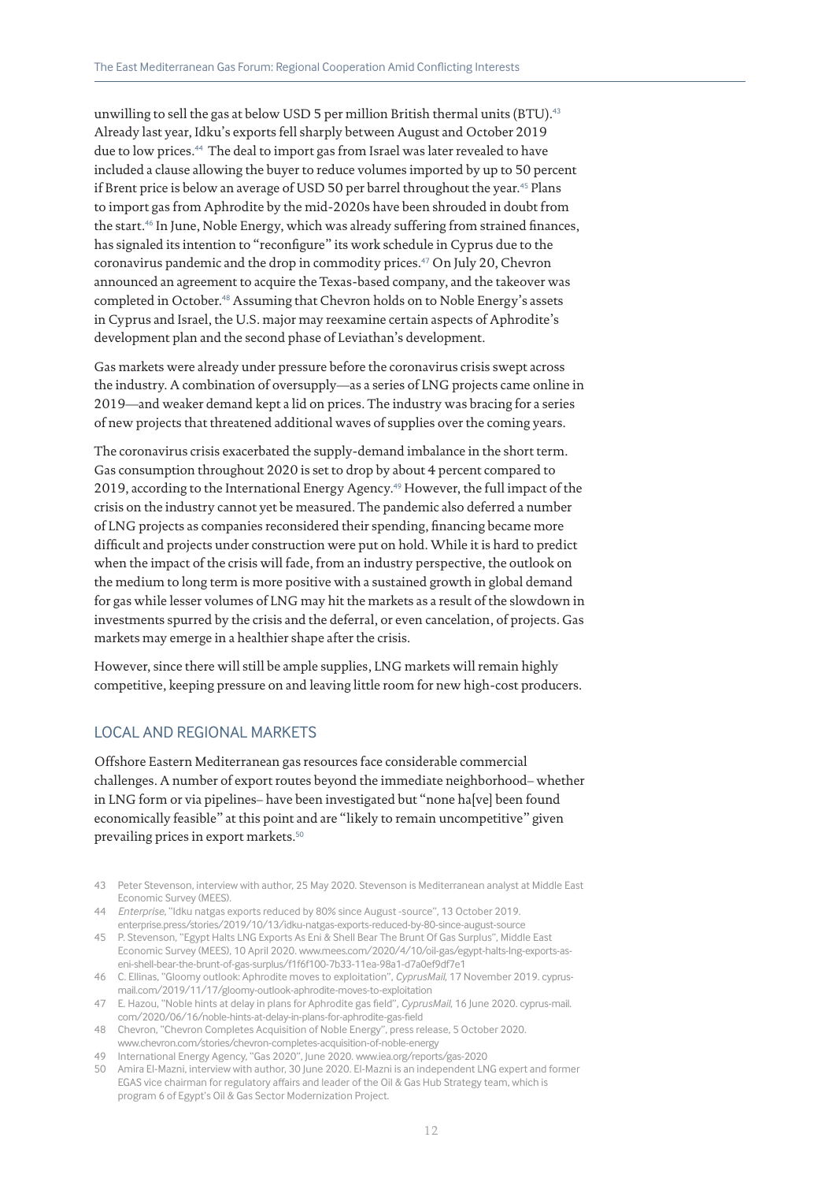unwilling to sell the gas at below USD 5 per million British thermal units (BTU).[43] Already last year, Idku's exports fell sharply between August and October 2019 due to low prices.[44] The deal to import gas from Israel was later revealed to have included a clause allowing the buyer to reduce volumes imported by up to 50 percent if Brent price is below an average of USD 50 per barrel throughout the year.[45] Plans to import gas from Aphrodite by the mid-2020s have been shrouded in doubt from the start.[46] In June, Noble Energy, which was already suffering from strained finances, has signaled its intention to "reconfigure" its work schedule in Cyprus due to the coronavirus pandemic and the drop in commodity prices.[47] On July 20, Chevron announced an agreement to acquire the Texas-based company, and the takeover was completed in October.[48] Assuming that Chevron holds on to Noble Energy's assets in Cyprus and Israel, the U.S. major may reexamine certain aspects of Aphrodite's development plan and the second phase of Leviathan's development.

Gas markets were already under pressure before the coronavirus crisis swept across the industry. A combination of oversupply—as a series of LNG projects came online in 2019—and weaker demand kept a lid on prices. The industry was bracing for a series of new projects that threatened additional waves of supplies over the coming years.

The coronavirus crisis exacerbated the supply-demand imbalance in the short term. Gas consumption throughout 2020 is set to drop by about 4 percent compared to 2019, according to the International Energy Agency.[49] However, the full impact of the crisis on the industry cannot yet be measured. The pandemic also deferred a number of LNG projects as companies reconsidered their spending, financing became more difficult and projects under construction were put on hold. While it is hard to predict when the impact of the crisis will fade, from an industry perspective, the outlook on the medium to long term is more positive with a sustained growth in global demand for gas while lesser volumes of LNG may hit the markets as a result of the slowdown in investments spurred by the crisis and the deferral, or even cancelation, of projects. Gas markets may emerge in a healthier shape after the crisis.

However, since there will still be ample supplies, LNG markets will remain highly competitive, keeping pressure on and leaving little room for new high-cost producers.

## LOCAL AND REGIONAL MARKETS

Offshore Eastern Mediterranean gas resources face considerable commercial challenges. A number of export routes beyond the immediate neighborhood– whether in LNG form or via pipelines– have been investigated but "none ha[ve] been found economically feasible" at this point and are "likely to remain uncompetitive" given prevailing prices in export markets.[50]

43 Peter Stevenson, interview with author, 25 May 2020. Stevenson is Mediterranean analyst at Middle East Economic Survey (MEES).

44 *Enterprise*, "Idku natgas exports reduced by 80% since August -source", 13 October 2019. enterprise.press/stories/2019/10/13/idku-natgas-exports-reduced-by-80-since-august-source

45 P. Stevenson, "Egypt Halts LNG Exports As Eni & Shell Bear The Brunt Of Gas Surplus", Middle East Economic Survey (MEES), 10 April 2020. www.mees.com/2020/4/10/oil-gas/egypt-halts-lng-exports-as-eni-shell-bear-the-brunt-of-gas-surplus/f1f6f100-7b33-11ea-98a1-d7a0ef9df7e1

46 C. Ellinas, "Gloomy outlook: Aphrodite moves to exploitation", *CyprusMail*, 17 November 2019. cyprus-mail.com/2019/11/17/gloomy-outlook-aphrodite-moves-to-exploitation

47 E. Hazou, "Noble hints at delay in plans for Aphrodite gas field", *CyprusMail*, 16 June 2020. cyprus-mail.com/2020/06/16/noble-hints-at-delay-in-plans-for-aphrodite-gas-field

48 Chevron, "Chevron Completes Acquisition of Noble Energy", press release, 5 October 2020. www.chevron.com/stories/chevron-completes-acquisition-of-noble-energy

49 International Energy Agency, "Gas 2020", June 2020. www.iea.org/reports/gas-2020

50 Amira El-Mazni, interview with author, 30 June 2020. El-Mazni is an independent LNG expert and former EGAS vice chairman for regulatory affairs and leader of the Oil & Gas Hub Strategy team, which is program 6 of Egypt's Oil & Gas Sector Modernization Project.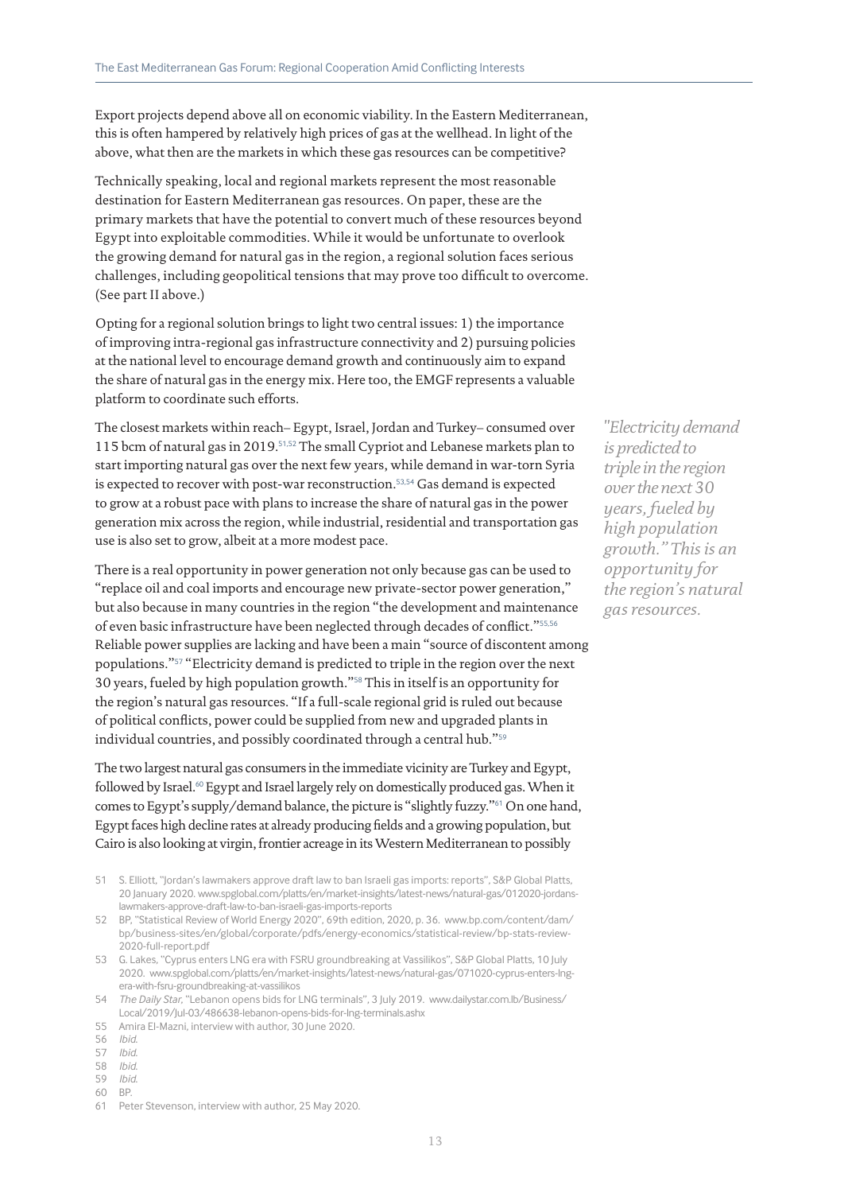Export projects depend above all on economic viability. In the Eastern Mediterranean, this is often hampered by relatively high prices of gas at the wellhead. In light of the above, what then are the markets in which these gas resources can be competitive?

Technically speaking, local and regional markets represent the most reasonable destination for Eastern Mediterranean gas resources. On paper, these are the primary markets that have the potential to convert much of these resources beyond Egypt into exploitable commodities. While it would be unfortunate to overlook the growing demand for natural gas in the region, a regional solution faces serious challenges, including geopolitical tensions that may prove too difficult to overcome. (See part II above.)

Opting for a regional solution brings to light two central issues: 1) the importance of improving intra-regional gas infrastructure connectivity and 2) pursuing policies at the national level to encourage demand growth and continuously aim to expand the share of natural gas in the energy mix. Here too, the EMGF represents a valuable platform to coordinate such efforts.

The closest markets within reach– Egypt, Israel, Jordan and Turkey– consumed over 115 bcm of natural gas in 2019.[51,52] The small Cypriot and Lebanese markets plan to start importing natural gas over the next few years, while demand in war-torn Syria is expected to recover with post-war reconstruction.[53,54] Gas demand is expected to grow at a robust pace with plans to increase the share of natural gas in the power generation mix across the region, while industrial, residential and transportation gas use is also set to grow, albeit at a more modest pace.

*"Electricity demand is predicted to triple in the region over the next 30 years, fueled by high population growth." This is an opportunity for the region's natural gas resources.*

There is a real opportunity in power generation not only because gas can be used to "replace oil and coal imports and encourage new private-sector power generation," but also because in many countries in the region "the development and maintenance of even basic infrastructure have been neglected through decades of conflict."[55,56] Reliable power supplies are lacking and have been a main "source of discontent among populations."[57] "Electricity demand is predicted to triple in the region over the next 30 years, fueled by high population growth."[58] This in itself is an opportunity for the region's natural gas resources. "If a full-scale regional grid is ruled out because of political conflicts, power could be supplied from new and upgraded plants in individual countries, and possibly coordinated through a central hub."[59]

The two largest natural gas consumers in the immediate vicinity are Turkey and Egypt, followed by Israel.[60] Egypt and Israel largely rely on domestically produced gas. When it comes to Egypt's supply/demand balance, the picture is "slightly fuzzy."[61] On one hand, Egypt faces high decline rates at already producing fields and a growing population, but Cairo is also looking at virgin, frontier acreage in its Western Mediterranean to possibly

51 S. Elliott, "Jordan's lawmakers approve draft law to ban Israeli gas imports: reports", S&P Global Platts, 20 January 2020. www.spglobal.com/platts/en/market-insights/latest-news/natural-gas/012020-jordans-lawmakers-approve-draft-law-to-ban-israeli-gas-imports-reports

52 BP, "Statistical Review of World Energy 2020", 69th edition, 2020, p. 36. www.bp.com/content/dam/bp/business-sites/en/global/corporate/pdfs/energy-economics/statistical-review/bp-stats-review-2020-full-report.pdf

53 G. Lakes, "Cyprus enters LNG era with FSRU groundbreaking at Vassilikos", S&P Global Platts, 10 July 2020. www.spglobal.com/platts/en/market-insights/latest-news/natural-gas/071020-cyprus-enters-lng-era-with-fsru-groundbreaking-at-vassilikos

54 *The Daily Star*, "Lebanon opens bids for LNG terminals", 3 July 2019. www.dailystar.com.lb/Business/Local/2019/Jul-03/486638-lebanon-opens-bids-for-lng-terminals.ashx

55 Amira El-Mazni, interview with author, 30 June 2020.

56 *Ibid.*

57 *Ibid.*

58 *Ibid.*

59 *Ibid.*

60 BP.

61 Peter Stevenson, interview with author, 25 May 2020.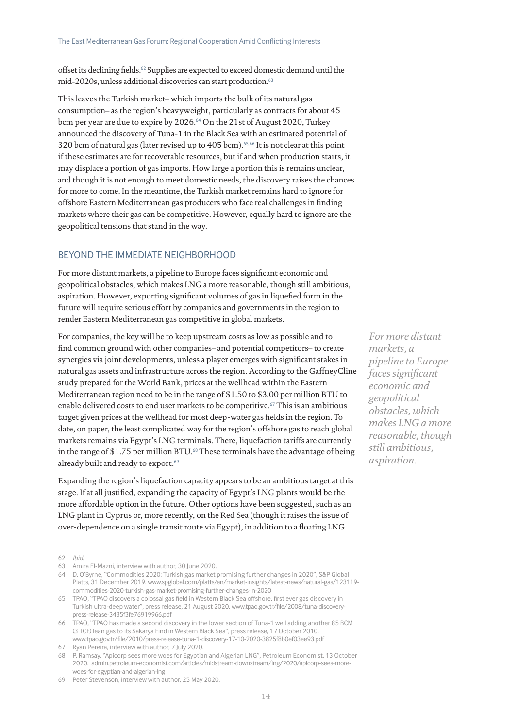offset its declining fields.[62] Supplies are expected to exceed domestic demand until the mid-2020s, unless additional discoveries can start production.[63]

This leaves the Turkish market– which imports the bulk of its natural gas consumption– as the region's heavyweight, particularly as contracts for about 45 bcm per year are due to expire by 2026.[64] On the 21st of August 2020, Turkey announced the discovery of Tuna-1 in the Black Sea with an estimated potential of 320 bcm of natural gas (later revised up to 405 bcm).[65,66] It is not clear at this point if these estimates are for recoverable resources, but if and when production starts, it may displace a portion of gas imports. How large a portion this is remains unclear, and though it is not enough to meet domestic needs, the discovery raises the chances for more to come. In the meantime, the Turkish market remains hard to ignore for offshore Eastern Mediterranean gas producers who face real challenges in finding markets where their gas can be competitive. However, equally hard to ignore are the geopolitical tensions that stand in the way.

## BEYOND THE IMMEDIATE NEIGHBORHOOD

For more distant markets, a pipeline to Europe faces significant economic and geopolitical obstacles, which makes LNG a more reasonable, though still ambitious, aspiration. However, exporting significant volumes of gas in liquefied form in the future will require serious effort by companies and governments in the region to render Eastern Mediterranean gas competitive in global markets.

*For more distant markets, a pipeline to Europe faces significant economic and geopolitical obstacles, which makes LNG a more reasonable, though still ambitious, aspiration.*

For companies, the key will be to keep upstream costs as low as possible and to find common ground with other companies– and potential competitors– to create synergies via joint developments, unless a player emerges with significant stakes in natural gas assets and infrastructure across the region. According to the GaffneyCline study prepared for the World Bank, prices at the wellhead within the Eastern Mediterranean region need to be in the range of \$1.50 to \$3.00 per million BTU to enable delivered costs to end user markets to be competitive.[67] This is an ambitious target given prices at the wellhead for most deep-water gas fields in the region. To date, on paper, the least complicated way for the region's offshore gas to reach global markets remains via Egypt's LNG terminals. There, liquefaction tariffs are currently in the range of \$1.75 per million BTU.[68] These terminals have the advantage of being already built and ready to export.[69]

Expanding the region's liquefaction capacity appears to be an ambitious target at this stage. If at all justified, expanding the capacity of Egypt's LNG plants would be the more affordable option in the future. Other options have been suggested, such as an LNG plant in Cyprus or, more recently, on the Red Sea (though it raises the issue of over-dependence on a single transit route via Egypt), in addition to a floating LNG

---

62 *Ibid.*

63 Amira El-Mazni, interview with author, 30 June 2020.

64 D. O'Byrne, "Commodities 2020: Turkish gas market promising further changes in 2020", S&P Global Platts, 31 December 2019. www.spglobal.com/platts/en/market-insights/latest-news/natural-gas/123119-commodities-2020-turkish-gas-market-promising-further-changes-in-2020

65 TPAO, "TPAO discovers a colossal gas field in Western Black Sea offshore, first ever gas discovery in Turkish ultra-deep water", press release, 21 August 2020. www.tpao.gov.tr/file/2008/tuna-discovery-press-release-3435f3fe76919966.pdf

66 TPAO, "TPAO has made a second discovery in the lower section of Tuna-1 well adding another 85 BCM (3 TCF) lean gas to its Sakarya Find in Western Black Sea", press release, 17 October 2010. www.tpao.gov.tr/file/2010/press-release-tuna-1-discovery-17-10-2020-3825f8b0ef03ee93.pdf

67 Ryan Pereira, interview with author, 7 July 2020.

68 P. Ramsay, "Apicorp sees more woes for Egyptian and Algerian LNG", Petroleum Economist, 13 October 2020. admin.petroleum-economist.com/articles/midstream-downstream/lng/2020/apicorp-sees-more-woes-for-egyptian-and-algerian-lng

69 Peter Stevenson, interview with author, 25 May 2020.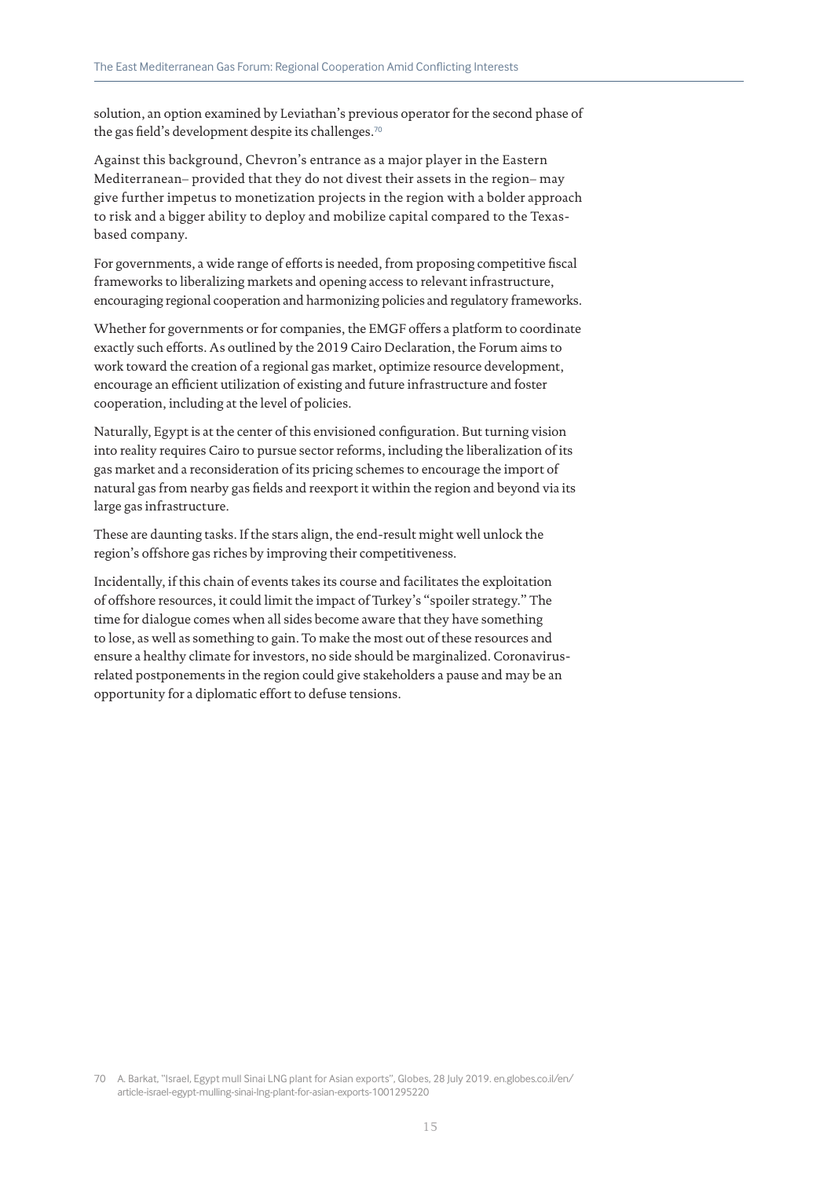solution, an option examined by Leviathan's previous operator for the second phase of the gas field's development despite its challenges.[70]

Against this background, Chevron's entrance as a major player in the Eastern Mediterranean– provided that they do not divest their assets in the region– may give further impetus to monetization projects in the region with a bolder approach to risk and a bigger ability to deploy and mobilize capital compared to the Texas-based company.

For governments, a wide range of efforts is needed, from proposing competitive fiscal frameworks to liberalizing markets and opening access to relevant infrastructure, encouraging regional cooperation and harmonizing policies and regulatory frameworks.

Whether for governments or for companies, the EMGF offers a platform to coordinate exactly such efforts. As outlined by the 2019 Cairo Declaration, the Forum aims to work toward the creation of a regional gas market, optimize resource development, encourage an efficient utilization of existing and future infrastructure and foster cooperation, including at the level of policies.

Naturally, Egypt is at the center of this envisioned configuration. But turning vision into reality requires Cairo to pursue sector reforms, including the liberalization of its gas market and a reconsideration of its pricing schemes to encourage the import of natural gas from nearby gas fields and reexport it within the region and beyond via its large gas infrastructure.

These are daunting tasks. If the stars align, the end-result might well unlock the region's offshore gas riches by improving their competitiveness.

Incidentally, if this chain of events takes its course and facilitates the exploitation of offshore resources, it could limit the impact of Turkey's "spoiler strategy." The time for dialogue comes when all sides become aware that they have something to lose, as well as something to gain. To make the most out of these resources and ensure a healthy climate for investors, no side should be marginalized. Coronavirus-related postponements in the region could give stakeholders a pause and may be an opportunity for a diplomatic effort to defuse tensions.

70 A. Barkat, "Israel, Egypt mull Sinai LNG plant for Asian exports", Globes, 28 July 2019. en.globes.co.il/en/article-israel-egypt-mulling-sinai-lng-plant-for-asian-exports-1001295220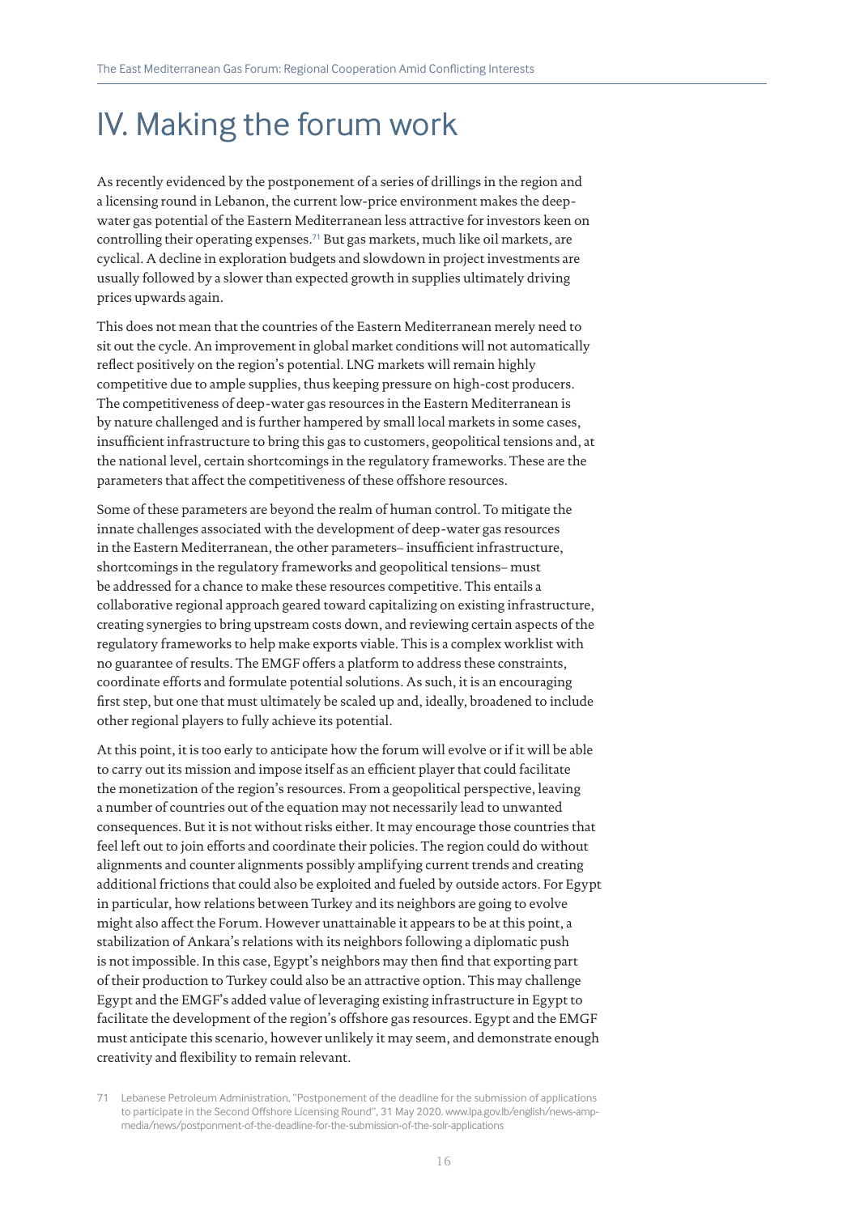# IV. Making the forum work

As recently evidenced by the postponement of a series of drillings in the region and a licensing round in Lebanon, the current low-price environment makes the deep-water gas potential of the Eastern Mediterranean less attractive for investors keen on controlling their operating expenses.[71] But gas markets, much like oil markets, are cyclical. A decline in exploration budgets and slowdown in project investments are usually followed by a slower than expected growth in supplies ultimately driving prices upwards again.

This does not mean that the countries of the Eastern Mediterranean merely need to sit out the cycle. An improvement in global market conditions will not automatically reflect positively on the region's potential. LNG markets will remain highly competitive due to ample supplies, thus keeping pressure on high-cost producers. The competitiveness of deep-water gas resources in the Eastern Mediterranean is by nature challenged and is further hampered by small local markets in some cases, insufficient infrastructure to bring this gas to customers, geopolitical tensions and, at the national level, certain shortcomings in the regulatory frameworks. These are the parameters that affect the competitiveness of these offshore resources.

Some of these parameters are beyond the realm of human control. To mitigate the innate challenges associated with the development of deep-water gas resources in the Eastern Mediterranean, the other parameters– insufficient infrastructure, shortcomings in the regulatory frameworks and geopolitical tensions– must be addressed for a chance to make these resources competitive. This entails a collaborative regional approach geared toward capitalizing on existing infrastructure, creating synergies to bring upstream costs down, and reviewing certain aspects of the regulatory frameworks to help make exports viable. This is a complex worklist with no guarantee of results. The EMGF offers a platform to address these constraints, coordinate efforts and formulate potential solutions. As such, it is an encouraging first step, but one that must ultimately be scaled up and, ideally, broadened to include other regional players to fully achieve its potential.

At this point, it is too early to anticipate how the forum will evolve or if it will be able to carry out its mission and impose itself as an efficient player that could facilitate the monetization of the region's resources. From a geopolitical perspective, leaving a number of countries out of the equation may not necessarily lead to unwanted consequences. But it is not without risks either. It may encourage those countries that feel left out to join efforts and coordinate their policies. The region could do without alignments and counter alignments possibly amplifying current trends and creating additional frictions that could also be exploited and fueled by outside actors. For Egypt in particular, how relations between Turkey and its neighbors are going to evolve might also affect the Forum. However unattainable it appears to be at this point, a stabilization of Ankara's relations with its neighbors following a diplomatic push is not impossible. In this case, Egypt's neighbors may then find that exporting part of their production to Turkey could also be an attractive option. This may challenge Egypt and the EMGF's added value of leveraging existing infrastructure in Egypt to facilitate the development of the region's offshore gas resources. Egypt and the EMGF must anticipate this scenario, however unlikely it may seem, and demonstrate enough creativity and flexibility to remain relevant.

71 Lebanese Petroleum Administration, "Postponement of the deadline for the submission of applications to participate in the Second Offshore Licensing Round", 31 May 2020. www.lpa.gov.lb/english/news-amp-media/news/postponment-of-the-deadline-for-the-submission-of-the-solr-applications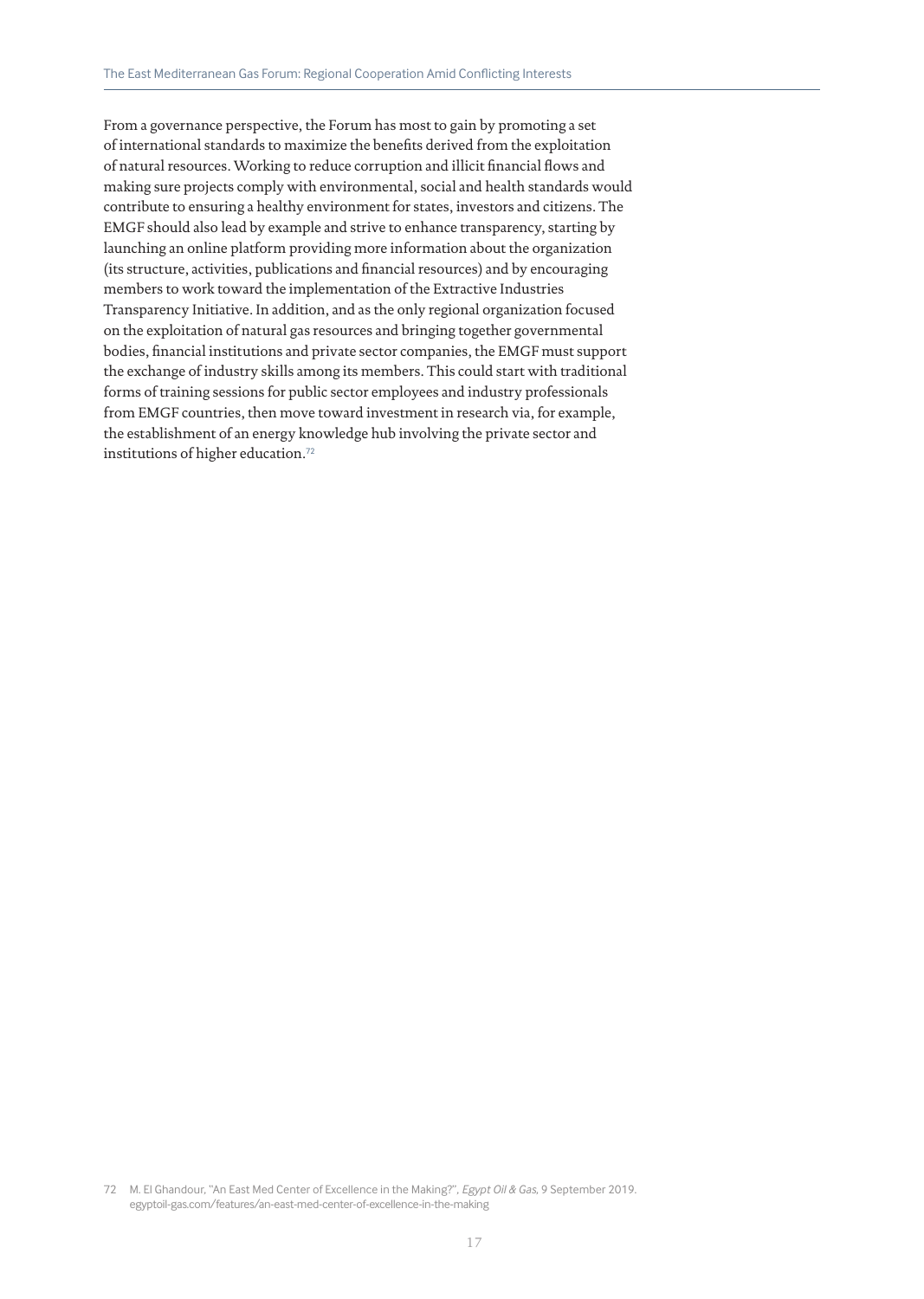From a governance perspective, the Forum has most to gain by promoting a set of international standards to maximize the benefits derived from the exploitation of natural resources. Working to reduce corruption and illicit financial flows and making sure projects comply with environmental, social and health standards would contribute to ensuring a healthy environment for states, investors and citizens. The EMGF should also lead by example and strive to enhance transparency, starting by launching an online platform providing more information about the organization (its structure, activities, publications and financial resources) and by encouraging members to work toward the implementation of the Extractive Industries Transparency Initiative. In addition, and as the only regional organization focused on the exploitation of natural gas resources and bringing together governmental bodies, financial institutions and private sector companies, the EMGF must support the exchange of industry skills among its members. This could start with traditional forms of training sessions for public sector employees and industry professionals from EMGF countries, then move toward investment in research via, for example, the establishment of an energy knowledge hub involving the private sector and institutions of higher education.[72]

72 M. El Ghandour, "An East Med Center of Excellence in the Making?", *Egypt Oil & Gas*, 9 September 2019. egyptoil-gas.com/features/an-east-med-center-of-excellence-in-the-making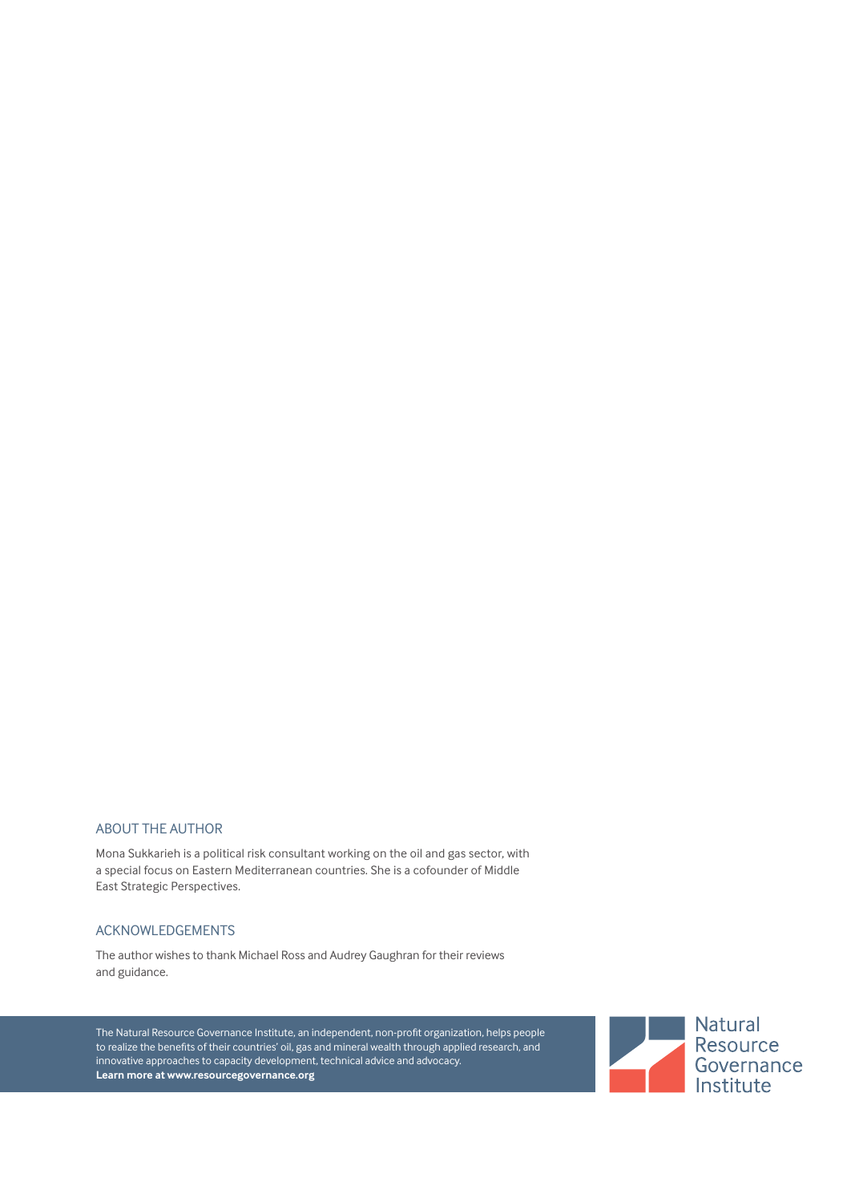## ABOUT THE AUTHOR

Mona Sukkarieh is a political risk consultant working on the oil and gas sector, with a special focus on Eastern Mediterranean countries. She is a cofounder of Middle East Strategic Perspectives.

## ACKNOWLEDGEMENTS

The author wishes to thank Michael Ross and Audrey Gaughran for their reviews and guidance.

The Natural Resource Governance Institute, an independent, non-profit organization, helps people to realize the benefits of their countries' oil, gas and mineral wealth through applied research, and innovative approaches to capacity development, technical advice and advocacy.
**Learn more at www.resourcegovernance.org**

Natural Resource Governance Institute